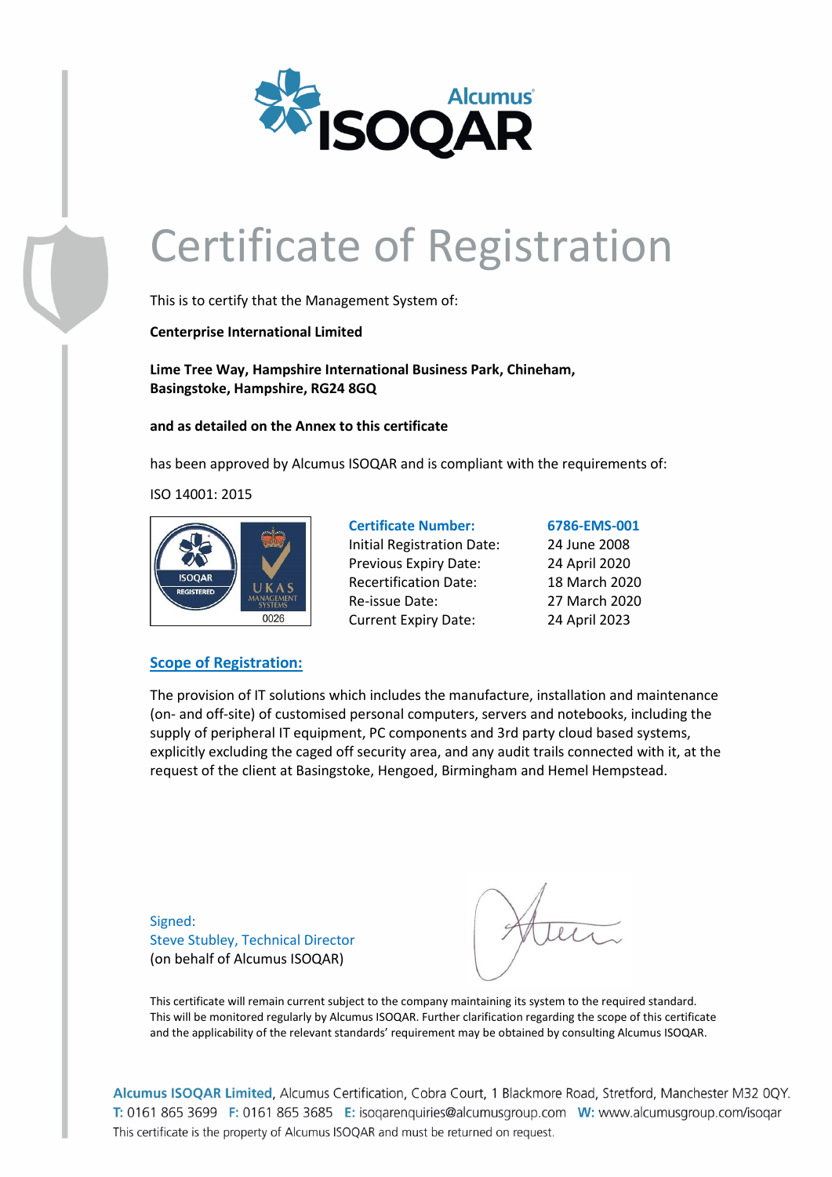# Certificate of Registration

This is to certify that the Management System of:

**Centerprise International Limited**

**Lime Tree Way, Hampshire International Business Park, Chineham, Basingstoke, Hampshire, RG24 8GQ**

**and as detailed on the Annex to this certificate**

has been approved by Alcumus ISOQAR and is compliant with the requirements of:

ISO 14001: 2015

| | |
|---|---|
| **Certificate Number:** | **6786-EMS-001** |
| Initial Registration Date: | 24 June 2008 |
| Previous Expiry Date: | 24 April 2020 |
| Recertification Date: | 18 March 2020 |
| Re-issue Date: | 27 March 2020 |
| Current Expiry Date: | 24 April 2023 |

## Scope of Registration:

The provision of IT solutions which includes the manufacture, installation and maintenance (on- and off-site) of customised personal computers, servers and notebooks, including the supply of peripheral IT equipment, PC components and 3rd party cloud based systems, explicitly excluding the caged off security area, and any audit trails connected with it, at the request of the client at Basingstoke, Hengoed, Birmingham and Hemel Hempstead.

Signed:
Steve Stubley, Technical Director
(on behalf of Alcumus ISOQAR)

This certificate will remain current subject to the company maintaining its system to the required standard. This will be monitored regularly by Alcumus ISOQAR. Further clarification regarding the scope of this certificate and the applicability of the relevant standards' requirement may be obtained by consulting Alcumus ISOQAR.

**Alcumus ISOQAR Limited**, Alcumus Certification, Cobra Court, 1 Blackmore Road, Stretford, Manchester M32 0QY.
T: 0161 865 3699 F: 0161 865 3685 E: isoqarenquiries@alcumusgroup.com W: www.alcumusgroup.com/isoqar
This certificate is the property of Alcumus ISOQAR and must be returned on request.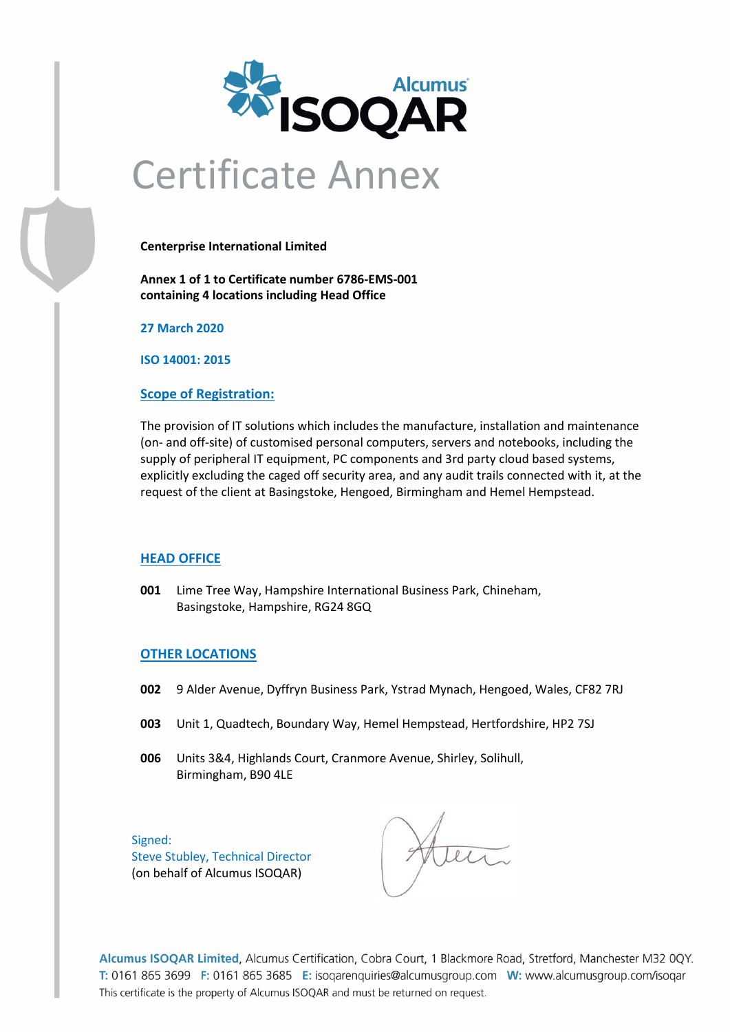# Certificate Annex

**Centerprise International Limited**

**Annex 1 of 1 to Certificate number 6786-EMS-001**
**containing 4 locations including Head Office**

**27 March 2020**

**ISO 14001: 2015**

## Scope of Registration:

The provision of IT solutions which includes the manufacture, installation and maintenance (on- and off-site) of customised personal computers, servers and notebooks, including the supply of peripheral IT equipment, PC components and 3rd party cloud based systems, explicitly excluding the caged off security area, and any audit trails connected with it, at the request of the client at Basingstoke, Hengoed, Birmingham and Hemel Hempstead.

## HEAD OFFICE

**001** Lime Tree Way, Hampshire International Business Park, Chineham, Basingstoke, Hampshire, RG24 8GQ

## OTHER LOCATIONS

**002** 9 Alder Avenue, Dyffryn Business Park, Ystrad Mynach, Hengoed, Wales, CF82 7RJ

**003** Unit 1, Quadtech, Boundary Way, Hemel Hempstead, Hertfordshire, HP2 7SJ

**006** Units 3&4, Highlands Court, Cranmore Avenue, Shirley, Solihull, Birmingham, B90 4LE

Signed:
Steve Stubley, Technical Director
(on behalf of Alcumus ISOQAR)

**Alcumus ISOQAR Limited**, Alcumus Certification, Cobra Court, 1 Blackmore Road, Stretford, Manchester M32 0QY.
**T:** 0161 865 3699 **F:** 0161 865 3685 **E:** isoqarenquiries@alcumusgroup.com **W:** www.alcumusgroup.com/isoqar
This certificate is the property of Alcumus ISOQAR and must be returned on request.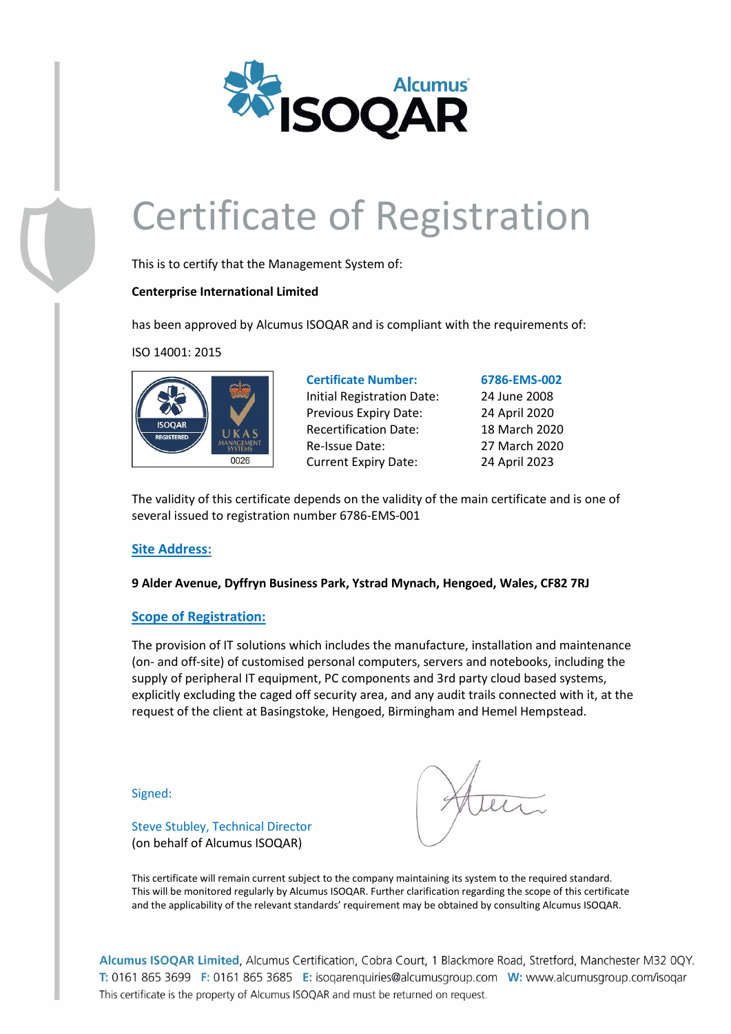# Certificate of Registration

This is to certify that the Management System of:

**Centerprise International Limited**

has been approved by Alcumus ISOQAR and is compliant with the requirements of:

ISO 14001: 2015

| **Certificate Number:** | **6786-EMS-002** |
| --- | --- |
| Initial Registration Date: | 24 June 2008 |
| Previous Expiry Date: | 24 April 2020 |
| Recertification Date: | 18 March 2020 |
| Re-Issue Date: | 27 March 2020 |
| Current Expiry Date: | 24 April 2023 |

The validity of this certificate depends on the validity of the main certificate and is one of several issued to registration number 6786-EMS-001

## Site Address:

**9 Alder Avenue, Dyffryn Business Park, Ystrad Mynach, Hengoed, Wales, CF82 7RJ**

## Scope of Registration:

The provision of IT solutions which includes the manufacture, installation and maintenance (on- and off-site) of customised personal computers, servers and notebooks, including the supply of peripheral IT equipment, PC components and 3rd party cloud based systems, explicitly excluding the caged off security area, and any audit trails connected with it, at the request of the client at Basingstoke, Hengoed, Birmingham and Hemel Hempstead.

Signed:

Steve Stubley, Technical Director
(on behalf of Alcumus ISOQAR)

This certificate will remain current subject to the company maintaining its system to the required standard. This will be monitored regularly by Alcumus ISOQAR. Further clarification regarding the scope of this certificate and the applicability of the relevant standards' requirement may be obtained by consulting Alcumus ISOQAR.

**Alcumus ISOQAR Limited**, Alcumus Certification, Cobra Court, 1 Blackmore Road, Stretford, Manchester M32 0QY.
T: 0161 865 3699 F: 0161 865 3685 E: isoqarenquiries@alcumusgroup.com W: www.alcumusgroup.com/isoqar
This certificate is the property of Alcumus ISOQAR and must be returned on request.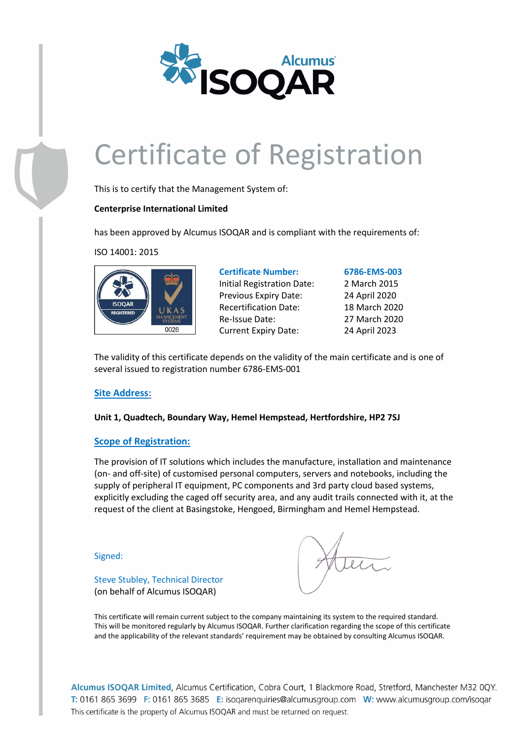Alcumus ISOQAR

# Certificate of Registration

This is to certify that the Management System of:

**Centerprise International Limited**

has been approved by Alcumus ISOQAR and is compliant with the requirements of:

ISO 14001: 2015

| | |
|---|---|
| **Certificate Number:** | **6786-EMS-003** |
| Initial Registration Date: | 2 March 2015 |
| Previous Expiry Date: | 24 April 2020 |
| Recertification Date: | 18 March 2020 |
| Re-Issue Date: | 27 March 2020 |
| Current Expiry Date: | 24 April 2023 |

The validity of this certificate depends on the validity of the main certificate and is one of several issued to registration number 6786-EMS-001

## Site Address:

**Unit 1, Quadtech, Boundary Way, Hemel Hempstead, Hertfordshire, HP2 7SJ**

## Scope of Registration:

The provision of IT solutions which includes the manufacture, installation and maintenance (on- and off-site) of customised personal computers, servers and notebooks, including the supply of peripheral IT equipment, PC components and 3rd party cloud based systems, explicitly excluding the caged off security area, and any audit trails connected with it, at the request of the client at Basingstoke, Hengoed, Birmingham and Hemel Hempstead.

Signed:

Steve Stubley, Technical Director
(on behalf of Alcumus ISOQAR)

This certificate will remain current subject to the company maintaining its system to the required standard. This will be monitored regularly by Alcumus ISOQAR. Further clarification regarding the scope of this certificate and the applicability of the relevant standards' requirement may be obtained by consulting Alcumus ISOQAR.

**Alcumus ISOQAR Limited**, Alcumus Certification, Cobra Court, 1 Blackmore Road, Stretford, Manchester M32 0QY.
T: 0161 865 3699 F: 0161 865 3685 E: isoqarenquiries@alcumusgroup.com W: www.alcumusgroup.com/isoqar
This certificate is the property of Alcumus ISOQAR and must be returned on request.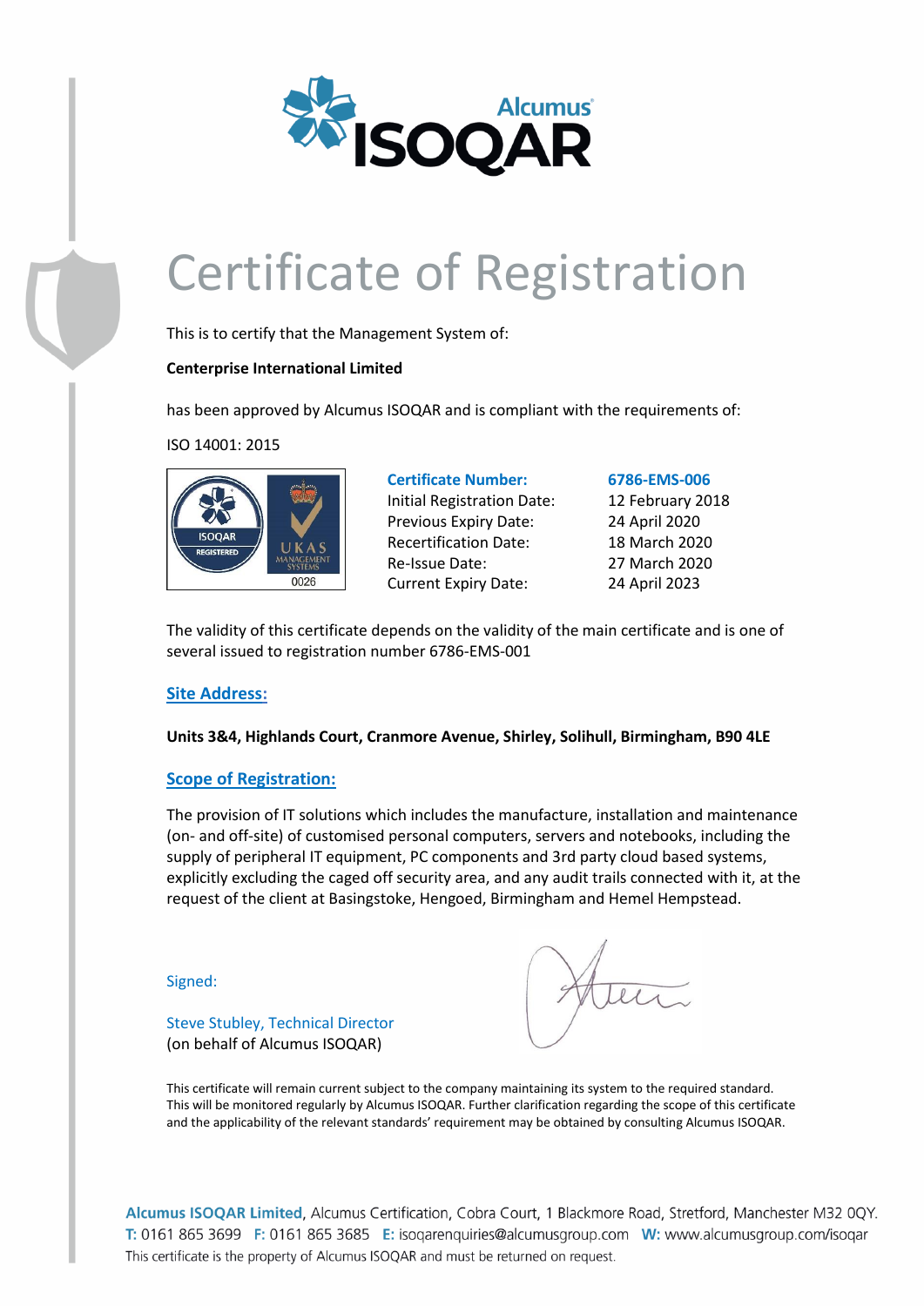# Certificate of Registration

This is to certify that the Management System of:

**Centerprise International Limited**

has been approved by Alcumus ISOQAR and is compliant with the requirements of:

ISO 14001: 2015

| | |
|---|---|
| **Certificate Number:** | **6786-EMS-006** |
| Initial Registration Date: | 12 February 2018 |
| Previous Expiry Date: | 24 April 2020 |
| Recertification Date: | 18 March 2020 |
| Re-Issue Date: | 27 March 2020 |
| Current Expiry Date: | 24 April 2023 |

The validity of this certificate depends on the validity of the main certificate and is one of several issued to registration number 6786-EMS-001

## Site Address:

**Units 3&4, Highlands Court, Cranmore Avenue, Shirley, Solihull, Birmingham, B90 4LE**

## Scope of Registration:

The provision of IT solutions which includes the manufacture, installation and maintenance (on- and off-site) of customised personal computers, servers and notebooks, including the supply of peripheral IT equipment, PC components and 3rd party cloud based systems, explicitly excluding the caged off security area, and any audit trails connected with it, at the request of the client at Basingstoke, Hengoed, Birmingham and Hemel Hempstead.

Signed:

Steve Stubley, Technical Director
(on behalf of Alcumus ISOQAR)

This certificate will remain current subject to the company maintaining its system to the required standard. This will be monitored regularly by Alcumus ISOQAR. Further clarification regarding the scope of this certificate and the applicability of the relevant standards' requirement may be obtained by consulting Alcumus ISOQAR.

**Alcumus ISOQAR Limited**, Alcumus Certification, Cobra Court, 1 Blackmore Road, Stretford, Manchester M32 0QY.
T: 0161 865 3699 F: 0161 865 3685 E: isoqarenquiries@alcumusgroup.com W: www.alcumusgroup.com/isoqar
This certificate is the property of Alcumus ISOQAR and must be returned on request.